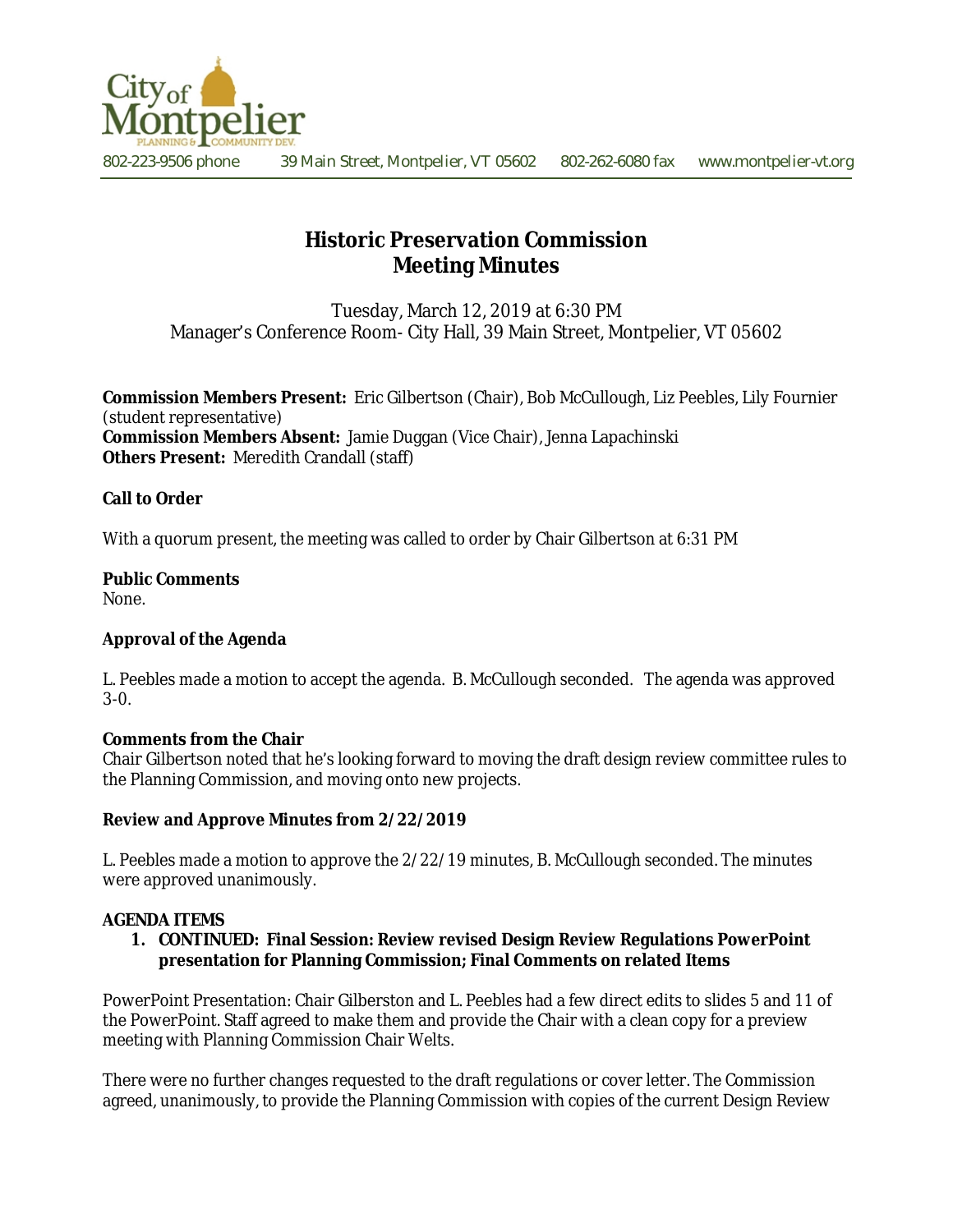City of Montpelier
PLANNING & COMMUNITY DEV.

802-223-9506 phone    39 Main Street, Montpelier, VT 05602    802-262-6080 fax    www.montpelier-vt.org

# Historic Preservation Commission
# Meeting Minutes

Tuesday, March 12, 2019 at 6:30 PM
Manager's Conference Room- City Hall, 39 Main Street, Montpelier, VT 05602

**Commission Members Present:** Eric Gilbertson (Chair), Bob McCullough, Liz Peebles, Lily Fournier (student representative)
**Commission Members Absent:** Jamie Duggan (Vice Chair), Jenna Lapachinski
**Others Present:** Meredith Crandall (staff)

**Call to Order**

With a quorum present, the meeting was called to order by Chair Gilbertson at 6:31 PM

**Public Comments**
None.

**Approval of the Agenda**

L. Peebles made a motion to accept the agenda. B. McCullough seconded. The agenda was approved 3-0.

**Comments from the Chair**
Chair Gilbertson noted that he's looking forward to moving the draft design review committee rules to the Planning Commission, and moving onto new projects.

**Review and Approve Minutes from 2/22/2019**

L. Peebles made a motion to approve the 2/22/19 minutes, B. McCullough seconded. The minutes were approved unanimously.

**AGENDA ITEMS**

1. **CONTINUED: Final Session: Review revised Design Review Regulations PowerPoint presentation for Planning Commission; Final Comments on related Items**

PowerPoint Presentation: Chair Gilberston and L. Peebles had a few direct edits to slides 5 and 11 of the PowerPoint. Staff agreed to make them and provide the Chair with a clean copy for a preview meeting with Planning Commission Chair Welts.

There were no further changes requested to the draft regulations or cover letter. The Commission agreed, unanimously, to provide the Planning Commission with copies of the current Design Review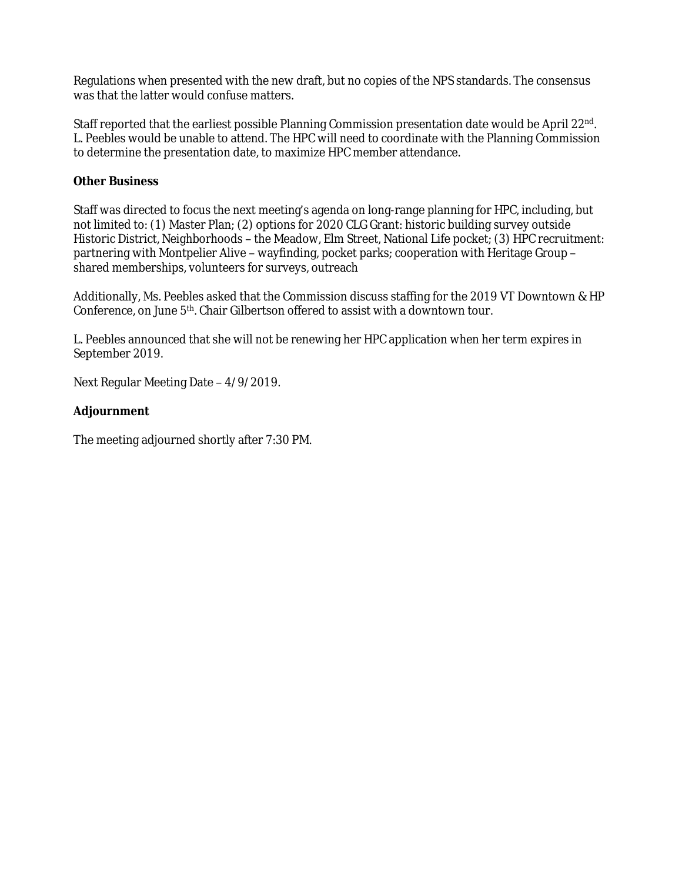Regulations when presented with the new draft, but no copies of the NPS standards. The consensus was that the latter would confuse matters.

Staff reported that the earliest possible Planning Commission presentation date would be April 22nd. L. Peebles would be unable to attend. The HPC will need to coordinate with the Planning Commission to determine the presentation date, to maximize HPC member attendance.

**Other Business**

Staff was directed to focus the next meeting's agenda on long-range planning for HPC, including, but not limited to: (1) Master Plan; (2) options for 2020 CLG Grant: historic building survey outside Historic District, Neighborhoods – the Meadow, Elm Street, National Life pocket; (3) HPC recruitment: partnering with Montpelier Alive – wayfinding, pocket parks; cooperation with Heritage Group – shared memberships, volunteers for surveys, outreach

Additionally, Ms. Peebles asked that the Commission discuss staffing for the 2019 VT Downtown & HP Conference, on June 5th. Chair Gilbertson offered to assist with a downtown tour.

L. Peebles announced that she will not be renewing her HPC application when her term expires in September 2019.

Next Regular Meeting Date – 4/9/2019.

**Adjournment**

The meeting adjourned shortly after 7:30 PM.